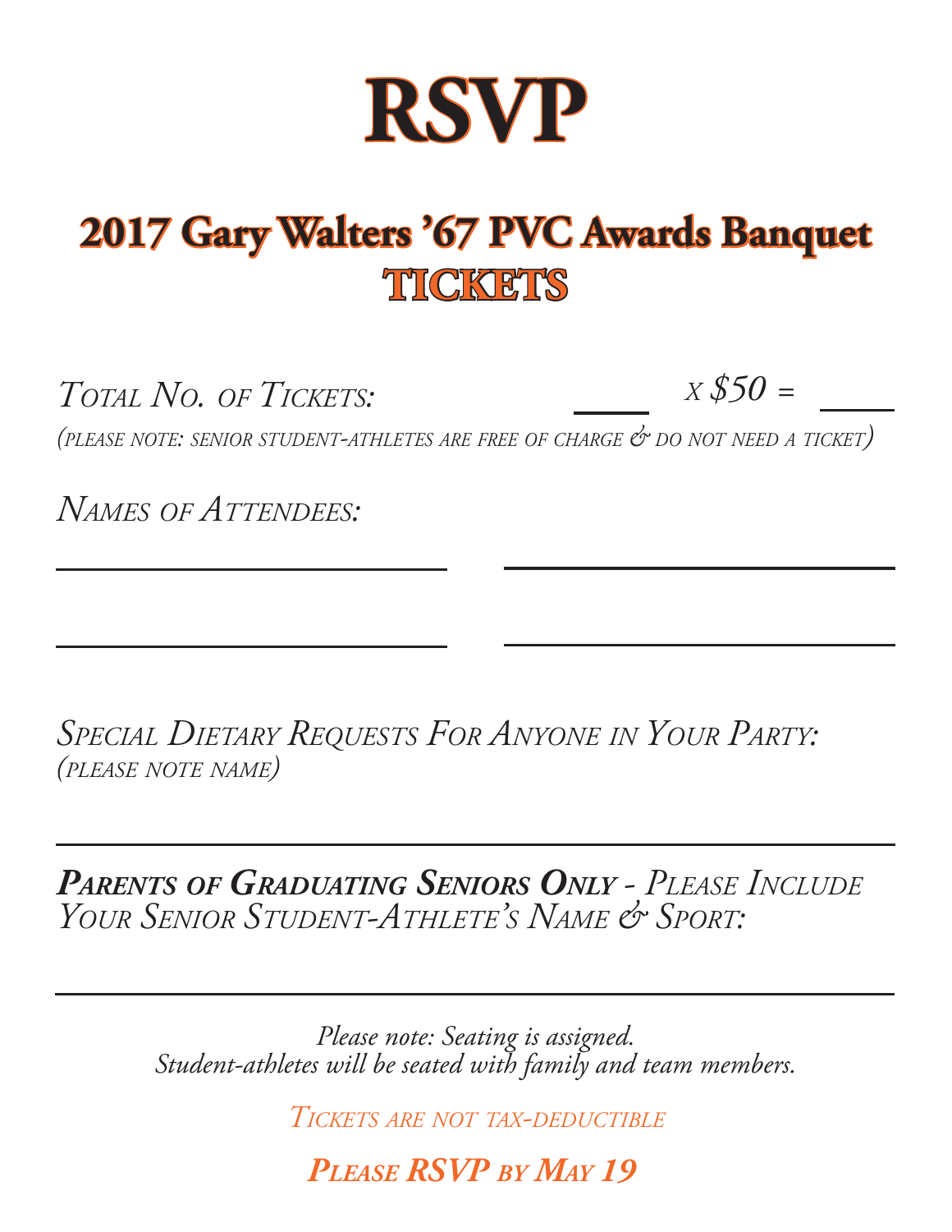# RSVP

## 2017 Gary Walters '67 PVC Awards Banquet
## TICKETS

*Total No. of Tickets:* ____ *x $50 =* ____

*(please note: senior student-athletes are free of charge & do not need a ticket)*

*Names of Attendees:*

______________________ ______________________

______________________ ______________________

*Special Dietary Requests For Anyone in Your Party:*
*(please note name)*

______________________________________________

***Parents of Graduating Seniors Only*** *- Please Include Your Senior Student-Athlete's Name & Sport:*

______________________________________________

*Please note: Seating is assigned.*
*Student-athletes will be seated with family and team members.*

*Tickets are not tax-deductible*

***Please RSVP by May 19***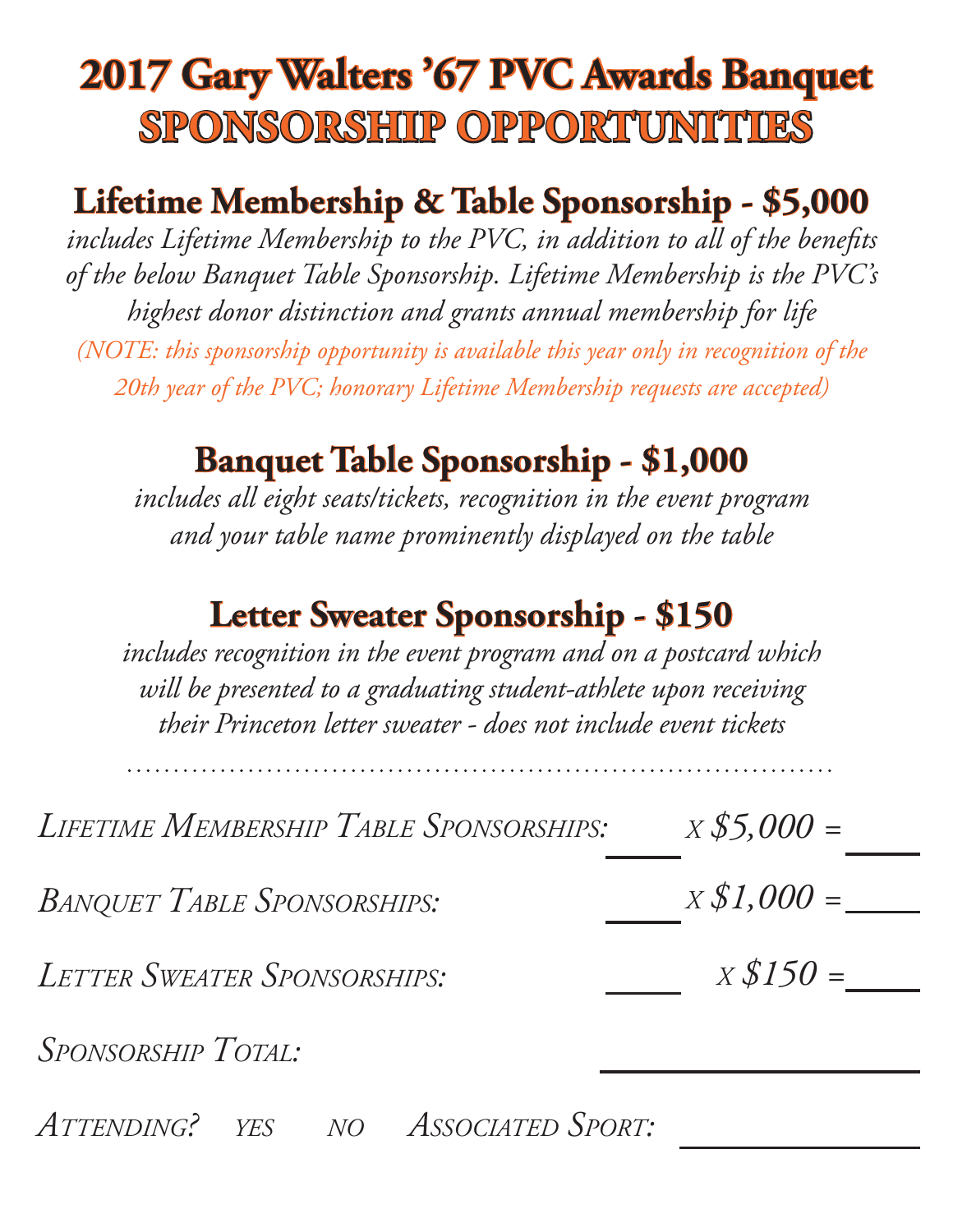# 2017 Gary Walters '67 PVC Awards Banquet
# SPONSORSHIP OPPORTUNITIES

## Lifetime Membership & Table Sponsorship - $5,000

*includes Lifetime Membership to the PVC, in addition to all of the benefits of the below Banquet Table Sponsorship. Lifetime Membership is the PVC's highest donor distinction and grants annual membership for life*

*(NOTE: this sponsorship opportunity is available this year only in recognition of the 20th year of the PVC; honorary Lifetime Membership requests are accepted)*

## Banquet Table Sponsorship - $1,000

*includes all eight seats/tickets, recognition in the event program and your table name prominently displayed on the table*

## Letter Sweater Sponsorship - $150

*includes recognition in the event program and on a postcard which will be presented to a graduating student-athlete upon receiving their Princeton letter sweater - does not include event tickets*

---

*Lifetime Membership Table Sponsorships:* ______ x $5,000 = ______

*Banquet Table Sponsorships:* ______ x $1,000 = ______

*Letter Sweater Sponsorships:* ______ x $150 = ______

*Sponsorship Total:* ____________

*Attending?* yes no *Associated Sport:* ____________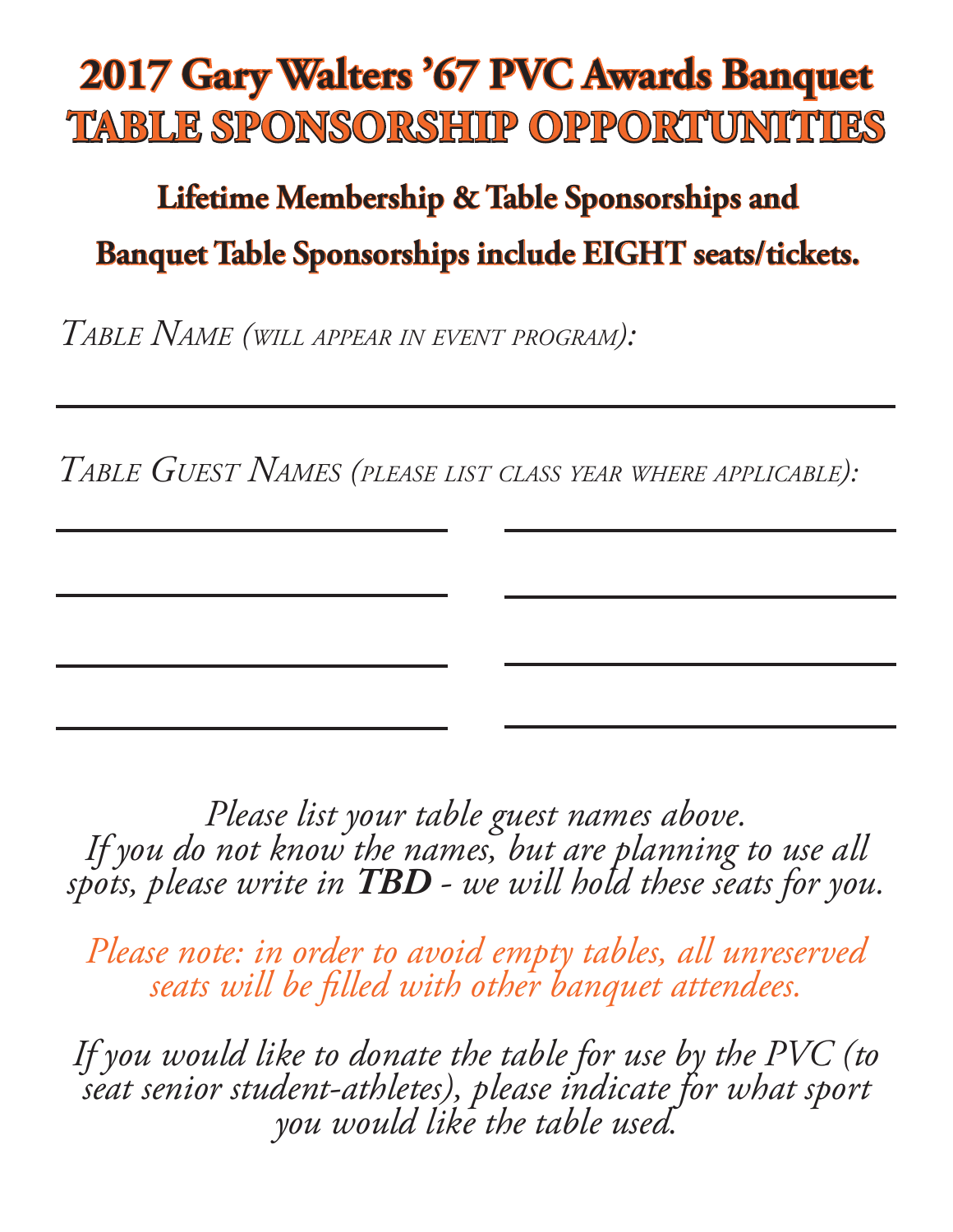# 2017 Gary Walters '67 PVC Awards Banquet
# TABLE SPONSORSHIP OPPORTUNITIES

## Lifetime Membership & Table Sponsorships and Banquet Table Sponsorships include EIGHT seats/tickets.

*Table Name (will appear in event program):*

______________________________________________

*Table Guest Names (please list class year where applicable):*

______________________ ______________________

______________________ ______________________

______________________ ______________________

______________________ ______________________

*Please list your table guest names above.*
*If you do not know the names, but are planning to use all spots, please write in* ***TBD*** *- we will hold these seats for you.*

*Please note: in order to avoid empty tables, all unreserved seats will be filled with other banquet attendees.*

*If you would like to donate the table for use by the PVC (to seat senior student-athletes), please indicate for what sport you would like the table used.*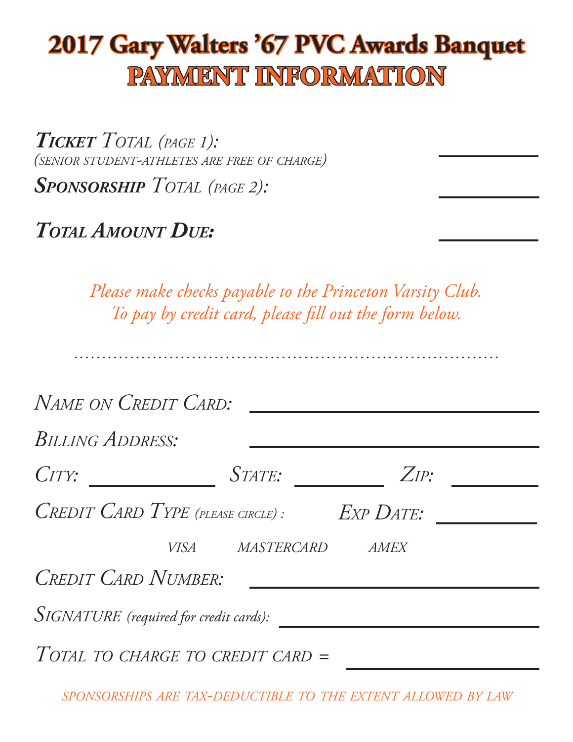# 2017 Gary Walters '67 PVC Awards Banquet

## PAYMENT INFORMATION

***TICKET** TOTAL (PAGE 1):* ____________
*(SENIOR STUDENT-ATHLETES ARE FREE OF CHARGE)*

***SPONSORSHIP** TOTAL (PAGE 2):* ____________

***TOTAL AMOUNT DUE:*** ____________

*Please make checks payable to the Princeton Varsity Club.*
*To pay by credit card, please fill out the form below.*

........................................................................

*NAME ON CREDIT CARD:* ______________________________

*BILLING ADDRESS:* ______________________________

*CITY:* ______________ *STATE:* __________ *ZIP:* __________

*CREDIT CARD TYPE (PLEASE CIRCLE) :* *EXP DATE:* ____________

*VISA* *MASTERCARD* *AMEX*

*CREDIT CARD NUMBER:* ______________________________

*SIGNATURE (required for credit cards):* ______________________________

*TOTAL TO CHARGE TO CREDIT CARD =* ______________________________

*SPONSORSHIPS ARE TAX-DEDUCTIBLE TO THE EXTENT ALLOWED BY LAW*